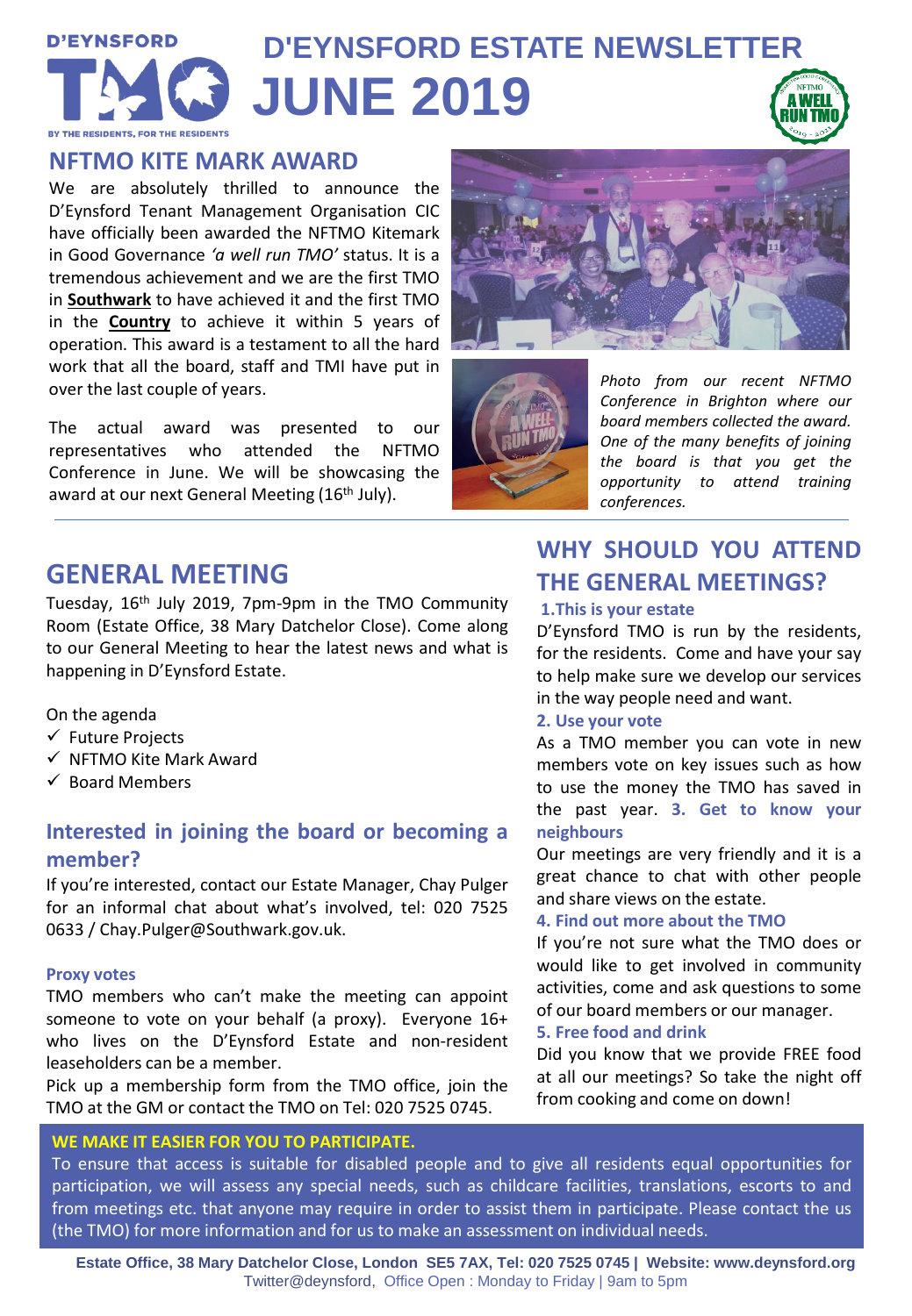D'EYNSFORD TMO

BY THE RESIDENTS, FOR THE RESIDENTS

# D'EYNSFORD ESTATE NEWSLETTER JUNE 2019

## NFTMO KITE MARK AWARD

We are absolutely thrilled to announce the D'Eynsford Tenant Management Organisation CIC have officially been awarded the NFTMO Kitemark in Good Governance *'a well run TMO'* status. It is a tremendous achievement and we are the first TMO in **Southwark** to have achieved it and the first TMO in the **Country** to achieve it within 5 years of operation. This award is a testament to all the hard work that all the board, staff and TMI have put in over the last couple of years.

The actual award was presented to our representatives who attended the NFTMO Conference in June. We will be showcasing the award at our next General Meeting (16th July).

*Photo from our recent NFTMO Conference in Brighton where our board members collected the award. One of the many benefits of joining the board is that you get the opportunity to attend training conferences.*

## GENERAL MEETING

Tuesday, 16th July 2019, 7pm-9pm in the TMO Community Room (Estate Office, 38 Mary Datchelor Close). Come along to our General Meeting to hear the latest news and what is happening in D'Eynsford Estate.

On the agenda

- ✓ Future Projects
- ✓ NFTMO Kite Mark Award
- ✓ Board Members

### Interested in joining the board or becoming a member?

If you're interested, contact our Estate Manager, Chay Pulger for an informal chat about what's involved, tel: 020 7525 0633 / Chay.Pulger@Southwark.gov.uk.

#### Proxy votes

TMO members who can't make the meeting can appoint someone to vote on your behalf (a proxy). Everyone 16+ who lives on the D'Eynsford Estate and non-resident leaseholders can be a member.

Pick up a membership form from the TMO office, join the TMO at the GM or contact the TMO on Tel: 020 7525 0745.

## WHY SHOULD YOU ATTEND THE GENERAL MEETINGS?

**1.This is your estate**

D'Eynsford TMO is run by the residents, for the residents. Come and have your say to help make sure we develop our services in the way people need and want.

**2. Use your vote**

As a TMO member you can vote in new members vote on key issues such as how to use the money the TMO has saved in the past year.

**3. Get to know your neighbours**

Our meetings are very friendly and it is a great chance to chat with other people and share views on the estate.

**4. Find out more about the TMO**

If you're not sure what the TMO does or would like to get involved in community activities, come and ask questions to some of our board members or our manager.

**5. Free food and drink**

Did you know that we provide FREE food at all our meetings? So take the night off from cooking and come on down!

**WE MAKE IT EASIER FOR YOU TO PARTICIPATE.**

To ensure that access is suitable for disabled people and to give all residents equal opportunities for participation, we will assess any special needs, such as childcare facilities, translations, escorts to and from meetings etc. that anyone may require in order to assist them in participate. Please contact the us (the TMO) for more information and for us to make an assessment on individual needs.

**Estate Office, 38 Mary Datchelor Close, London SE5 7AX, Tel: 020 7525 0745 | Website: www.deynsford.org**
Twitter@deynsford, Office Open : Monday to Friday | 9am to 5pm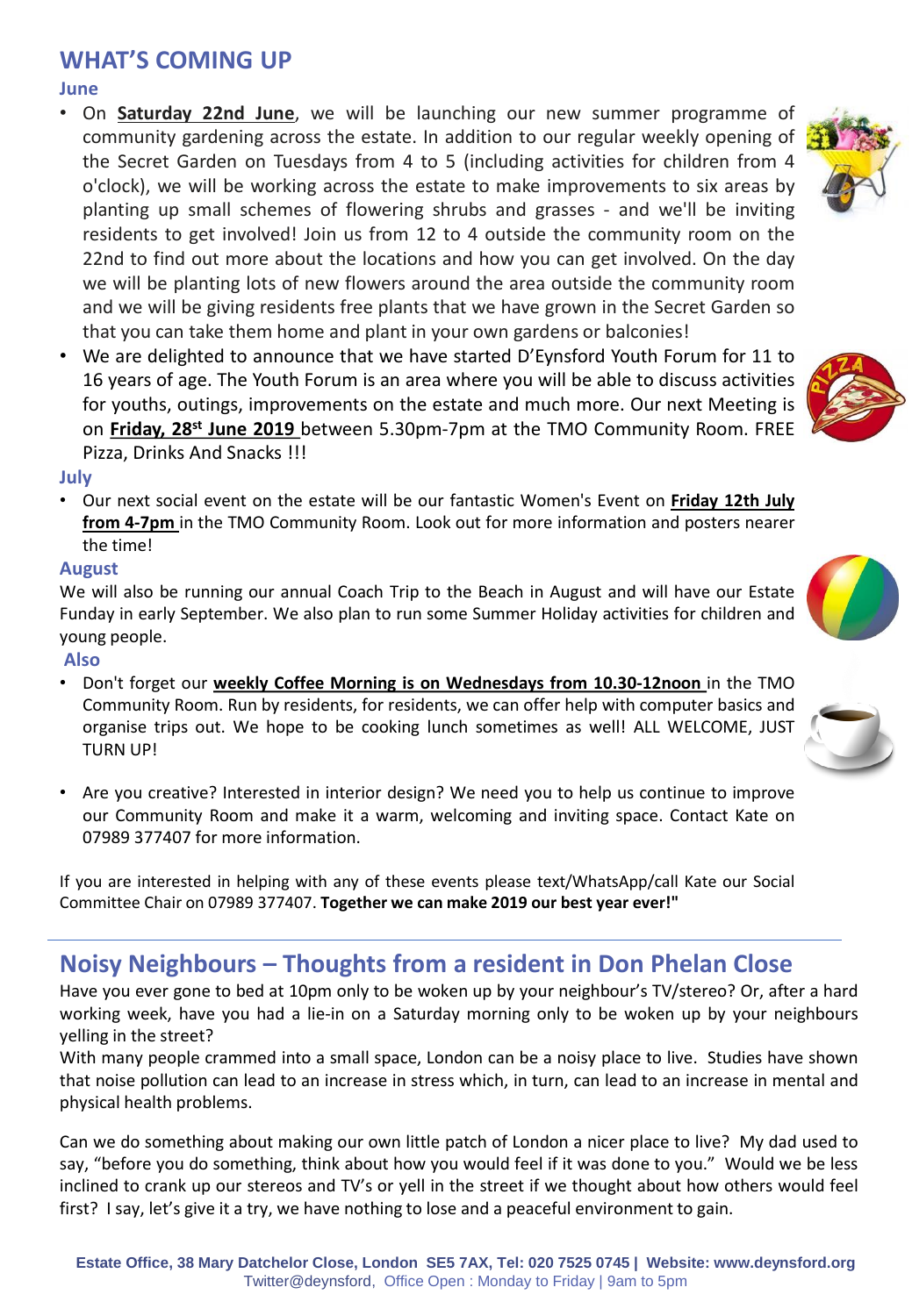## WHAT'S COMING UP

### June

- On **Saturday 22nd June**, we will be launching our new summer programme of community gardening across the estate. In addition to our regular weekly opening of the Secret Garden on Tuesdays from 4 to 5 (including activities for children from 4 o'clock), we will be working across the estate to make improvements to six areas by planting up small schemes of flowering shrubs and grasses - and we'll be inviting residents to get involved! Join us from 12 to 4 outside the community room on the 22nd to find out more about the locations and how you can get involved. On the day we will be planting lots of new flowers around the area outside the community room and we will be giving residents free plants that we have grown in the Secret Garden so that you can take them home and plant in your own gardens or balconies!
- We are delighted to announce that we have started D'Eynsford Youth Forum for 11 to 16 years of age. The Youth Forum is an area where you will be able to discuss activities for youths, outings, improvements on the estate and much more. Our next Meeting is on **Friday, 28st June 2019** between 5.30pm-7pm at the TMO Community Room. FREE Pizza, Drinks And Snacks !!!

### July

- Our next social event on the estate will be our fantastic Women's Event on **Friday 12th July from 4-7pm** in the TMO Community Room. Look out for more information and posters nearer the time!

### August

We will also be running our annual Coach Trip to the Beach in August and will have our Estate Funday in early September. We also plan to run some Summer Holiday activities for children and young people.

### Also

- Don't forget our **weekly Coffee Morning is on Wednesdays from 10.30-12noon** in the TMO Community Room. Run by residents, for residents, we can offer help with computer basics and organise trips out. We hope to be cooking lunch sometimes as well! ALL WELCOME, JUST TURN UP!
- Are you creative? Interested in interior design? We need you to help us continue to improve our Community Room and make it a warm, welcoming and inviting space. Contact Kate on 07989 377407 for more information.

If you are interested in helping with any of these events please text/WhatsApp/call Kate our Social Committee Chair on 07989 377407. **Together we can make 2019 our best year ever!"**

## Noisy Neighbours – Thoughts from a resident in Don Phelan Close

Have you ever gone to bed at 10pm only to be woken up by your neighbour's TV/stereo? Or, after a hard working week, have you had a lie-in on a Saturday morning only to be woken up by your neighbours yelling in the street?

With many people crammed into a small space, London can be a noisy place to live. Studies have shown that noise pollution can lead to an increase in stress which, in turn, can lead to an increase in mental and physical health problems.

Can we do something about making our own little patch of London a nicer place to live? My dad used to say, "before you do something, think about how you would feel if it was done to you." Would we be less inclined to crank up our stereos and TV's or yell in the street if we thought about how others would feel first? I say, let's give it a try, we have nothing to lose and a peaceful environment to gain.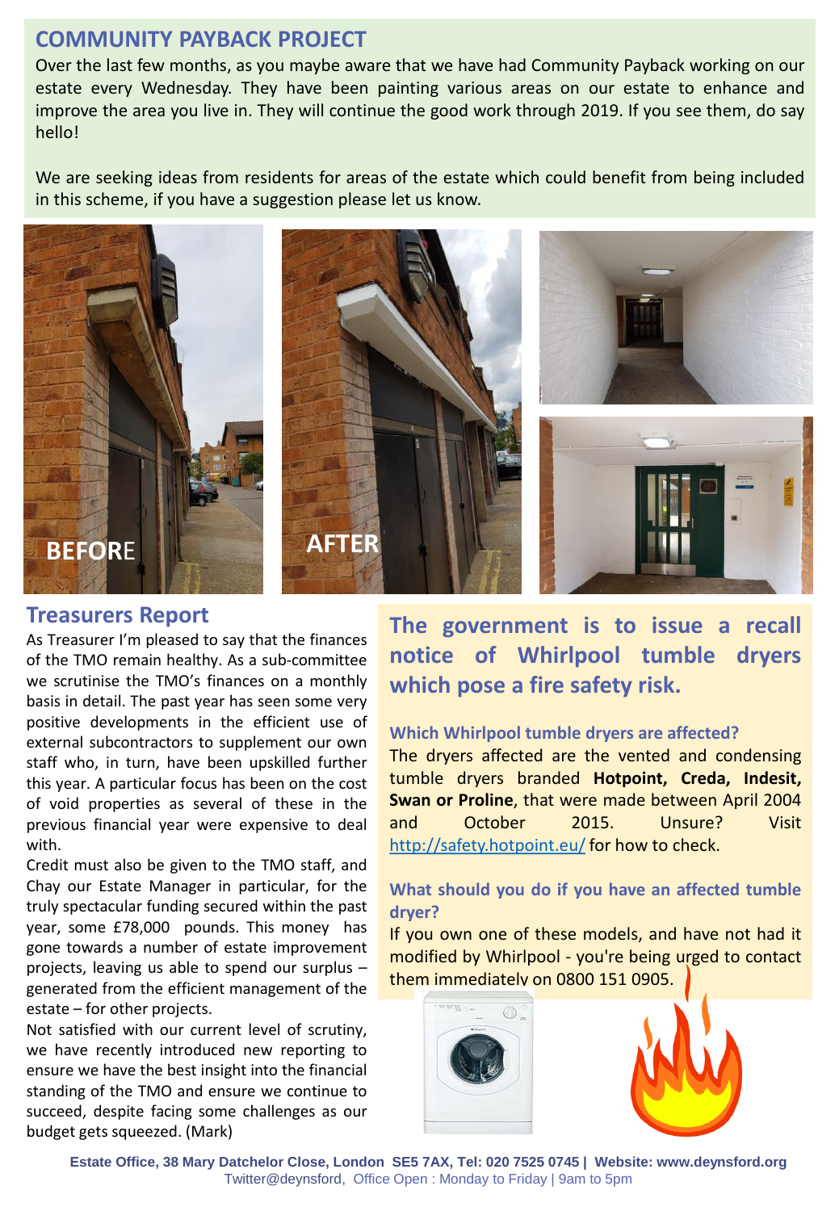## COMMUNITY PAYBACK PROJECT

Over the last few months, as you maybe aware that we have had Community Payback working on our estate every Wednesday. They have been painting various areas on our estate to enhance and improve the area you live in. They will continue the good work through 2019. If you see them, do say hello!

We are seeking ideas from residents for areas of the estate which could benefit from being included in this scheme, if you have a suggestion please let us know.

BEFORE

AFTER

## Treasurers Report

As Treasurer I'm pleased to say that the finances of the TMO remain healthy. As a sub-committee we scrutinise the TMO's finances on a monthly basis in detail. The past year has seen some very positive developments in the efficient use of external subcontractors to supplement our own staff who, in turn, have been upskilled further this year. A particular focus has been on the cost of void properties as several of these in the previous financial year were expensive to deal with.

Credit must also be given to the TMO staff, and Chay our Estate Manager in particular, for the truly spectacular funding secured within the past year, some £78,000 pounds. This money has gone towards a number of estate improvement projects, leaving us able to spend our surplus – generated from the efficient management of the estate – for other projects.

Not satisfied with our current level of scrutiny, we have recently introduced new reporting to ensure we have the best insight into the financial standing of the TMO and ensure we continue to succeed, despite facing some challenges as our budget gets squeezed. (Mark)

## The government is to issue a recall notice of Whirlpool tumble dryers which pose a fire safety risk.

### Which Whirlpool tumble dryers are affected?

The dryers affected are the vented and condensing tumble dryers branded **Hotpoint, Creda, Indesit, Swan or Proline**, that were made between April 2004 and October 2015. Unsure? Visit http://safety.hotpoint.eu/ for how to check.

### What should you do if you have an affected tumble dryer?

If you own one of these models, and have not had it modified by Whirlpool - you're being urged to contact them immediately on 0800 151 0905.

**Estate Office, 38 Mary Datchelor Close, London SE5 7AX, Tel: 020 7525 0745 | Website: www.deynsford.org**
Twitter@deynsford, Office Open : Monday to Friday | 9am to 5pm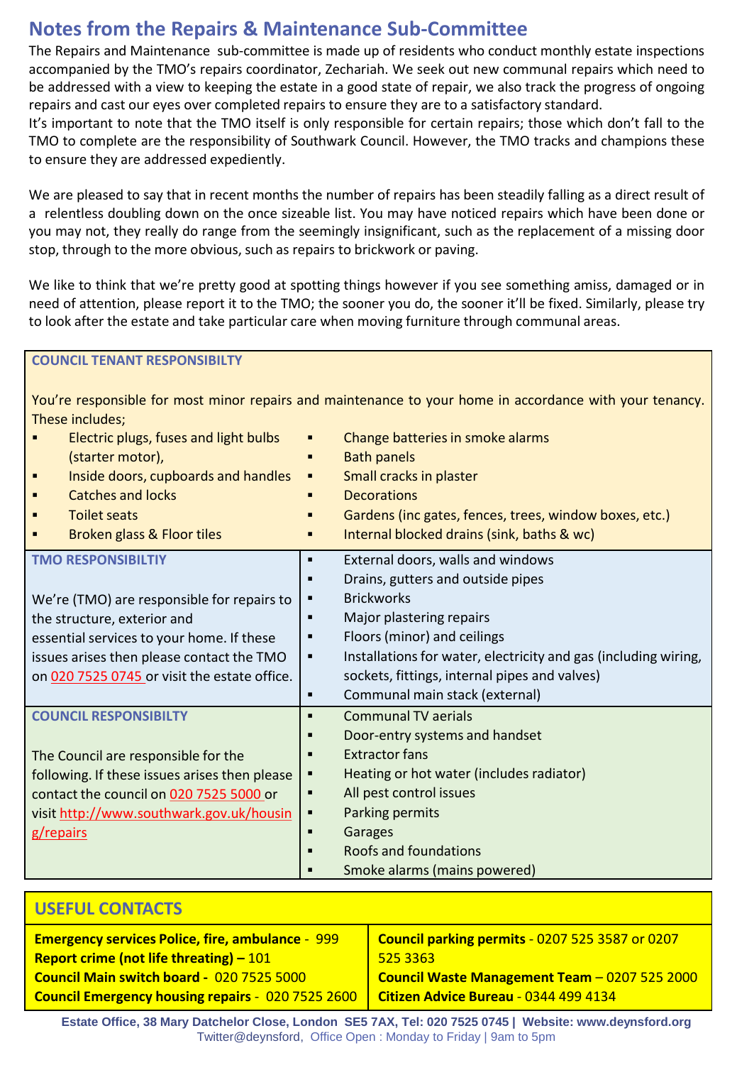# Notes from the Repairs & Maintenance Sub-Committee

The Repairs and Maintenance sub-committee is made up of residents who conduct monthly estate inspections accompanied by the TMO's repairs coordinator, Zechariah. We seek out new communal repairs which need to be addressed with a view to keeping the estate in a good state of repair, we also track the progress of ongoing repairs and cast our eyes over completed repairs to ensure they are to a satisfactory standard.
It's important to note that the TMO itself is only responsible for certain repairs; those which don't fall to the TMO to complete are the responsibility of Southwark Council. However, the TMO tracks and champions these to ensure they are addressed expediently.

We are pleased to say that in recent months the number of repairs has been steadily falling as a direct result of a relentless doubling down on the once sizeable list. You may have noticed repairs which have been done or you may not, they really do range from the seemingly insignificant, such as the replacement of a missing door stop, through to the more obvious, such as repairs to brickwork or paving.

We like to think that we're pretty good at spotting things however if you see something amiss, damaged or in need of attention, please report it to the TMO; the sooner you do, the sooner it'll be fixed. Similarly, please try to look after the estate and take particular care when moving furniture through communal areas.

**COUNCIL TENANT RESPONSIBILTY**

You're responsible for most minor repairs and maintenance to your home in accordance with your tenancy. These includes;

- Electric plugs, fuses and light bulbs (starter motor),
- Inside doors, cupboards and handles
- Catches and locks
- Toilet seats
- Broken glass & Floor tiles
- Change batteries in smoke alarms
- Bath panels
- Small cracks in plaster
- Decorations
- Gardens (inc gates, fences, trees, window boxes, etc.)
- Internal blocked drains (sink, baths & wc)

| | |
|---|---|
| **TMO RESPONSIBILTIY**<br><br>We're (TMO) are responsible for repairs to the structure, exterior and essential services to your home. If these issues arises then please contact the TMO on 020 7525 0745 or visit the estate office. | ▪ External doors, walls and windows<br>▪ Drains, gutters and outside pipes<br>▪ Brickworks<br>▪ Major plastering repairs<br>▪ Floors (minor) and ceilings<br>▪ Installations for water, electricity and gas (including wiring, sockets, fittings, internal pipes and valves)<br>▪ Communal main stack (external) |
| **COUNCIL RESPONSIBILTY**<br><br>The Council are responsible for the following. If these issues arises then please contact the council on 020 7525 5000 or visit http://www.southwark.gov.uk/housing/repairs | ▪ Communal TV aerials<br>▪ Door-entry systems and handset<br>▪ Extractor fans<br>▪ Heating or hot water (includes radiator)<br>▪ All pest control issues<br>▪ Parking permits<br>▪ Garages<br>▪ Roofs and foundations<br>▪ Smoke alarms (mains powered) |

## USEFUL CONTACTS

| | |
|---|---|
| **Emergency services Police, fire, ambulance** - 999<br>**Report crime (not life threating) –** 101<br>**Council Main switch board -** 020 7525 5000<br>**Council Emergency housing repairs** - 020 7525 2600 | **Council parking permits** - 0207 525 3587 or 0207 525 3363<br>**Council Waste Management Team** – 0207 525 2000<br>**Citizen Advice Bureau** - 0344 499 4134 |

**Estate Office, 38 Mary Datchelor Close, London SE5 7AX, Tel: 020 7525 0745 | Website: www.deynsford.org**
Twitter@deynsford, Office Open : Monday to Friday | 9am to 5pm